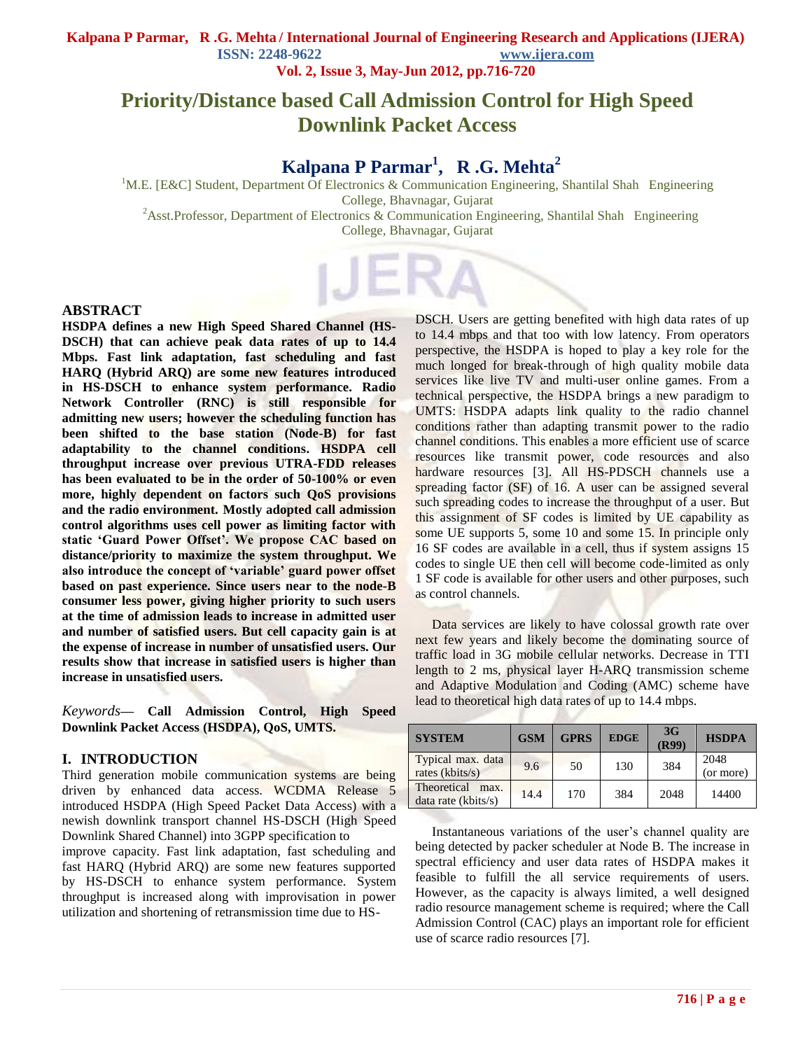# Priority/Distance based Call Admission Control for High Speed Downlink Packet Access

## Kalpana P Parmar[1], R .G. Mehta[2]

[1]M.E. [E&C] Student, Department Of Electronics & Communication Engineering, Shantilal Shah Engineering College, Bhavnagar, Gujarat

[2]Asst.Professor, Department of Electronics & Communication Engineering, Shantilal Shah Engineering College, Bhavnagar, Gujarat

## ABSTRACT

**HSDPA defines a new High Speed Shared Channel (HS-DSCH) that can achieve peak data rates of up to 14.4 Mbps. Fast link adaptation, fast scheduling and fast HARQ (Hybrid ARQ) are some new features introduced in HS-DSCH to enhance system performance. Radio Network Controller (RNC) is still responsible for admitting new users; however the scheduling function has been shifted to the base station (Node-B) for fast adaptability to the channel conditions. HSDPA cell throughput increase over previous UTRA-FDD releases has been evaluated to be in the order of 50-100% or even more, highly dependent on factors such QoS provisions and the radio environment. Mostly adopted call admission control algorithms uses cell power as limiting factor with static 'Guard Power Offset'. We propose CAC based on distance/priority to maximize the system throughput. We also introduce the concept of 'variable' guard power offset based on past experience. Since users near to the node-B consumer less power, giving higher priority to such users at the time of admission leads to increase in admitted user and number of satisfied users. But cell capacity gain is at the expense of increase in number of unsatisfied users. Our results show that increase in satisfied users is higher than increase in unsatisfied users.**

*Keywords*— **Call Admission Control, High Speed Downlink Packet Access (HSDPA), QoS, UMTS.**

## I. INTRODUCTION

Third generation mobile communication systems are being driven by enhanced data access. WCDMA Release 5 introduced HSDPA (High Speed Packet Data Access) with a newish downlink transport channel HS-DSCH (High Speed Downlink Shared Channel) into 3GPP specification to improve capacity. Fast link adaptation, fast scheduling and fast HARQ (Hybrid ARQ) are some new features supported by HS-DSCH to enhance system performance. System throughput is increased along with improvisation in power utilization and shortening of retransmission time due to HS-DSCH. Users are getting benefited with high data rates of up to 14.4 mbps and that too with low latency. From operators perspective, the HSDPA is hoped to play a key role for the much longed for break-through of high quality mobile data services like live TV and multi-user online games. From a technical perspective, the HSDPA brings a new paradigm to UMTS: HSDPA adapts link quality to the radio channel conditions rather than adapting transmit power to the radio channel conditions. This enables a more efficient use of scarce resources like transmit power, code resources and also hardware resources [3]. All HS-PDSCH channels use a spreading factor (SF) of 16. A user can be assigned several such spreading codes to increase the throughput of a user. But this assignment of SF codes is limited by UE capability as some UE supports 5, some 10 and some 15. In principle only 16 SF codes are available in a cell, thus if system assigns 15 codes to single UE then cell will become code-limited as only 1 SF code is available for other users and other purposes, such as control channels.

Data services are likely to have colossal growth rate over next few years and likely become the dominating source of traffic load in 3G mobile cellular networks. Decrease in TTI length to 2 ms, physical layer H-ARQ transmission scheme and Adaptive Modulation and Coding (AMC) scheme have lead to theoretical high data rates of up to 14.4 mbps.

| SYSTEM | GSM | GPRS | EDGE | 3G (R99) | HSDPA |
|---|---|---|---|---|---|
| Typical max. data rates (kbits/s) | 9.6 | 50 | 130 | 384 | 2048 (or more) |
| Theoretical max. data rate (kbits/s) | 14.4 | 170 | 384 | 2048 | 14400 |

Instantaneous variations of the user's channel quality are being detected by packer scheduler at Node B. The increase in spectral efficiency and user data rates of HSDPA makes it feasible to fulfill the all service requirements of users. However, as the capacity is always limited, a well designed radio resource management scheme is required; where the Call Admission Control (CAC) plays an important role for efficient use of scarce radio resources [7].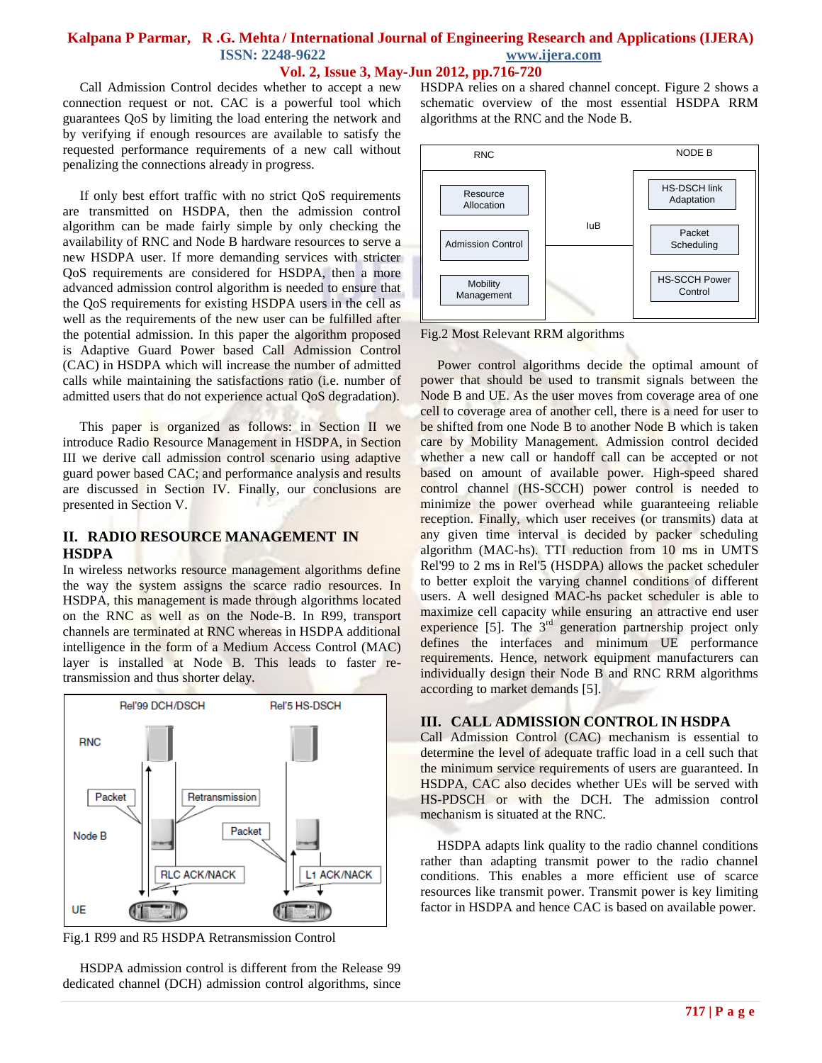Call Admission Control decides whether to accept a new connection request or not. CAC is a powerful tool which guarantees QoS by limiting the load entering the network and by verifying if enough resources are available to satisfy the requested performance requirements of a new call without penalizing the connections already in progress.

If only best effort traffic with no strict QoS requirements are transmitted on HSDPA, then the admission control algorithm can be made fairly simple by only checking the availability of RNC and Node B hardware resources to serve a new HSDPA user. If more demanding services with stricter QoS requirements are considered for HSDPA, then a more advanced admission control algorithm is needed to ensure that the QoS requirements for existing HSDPA users in the cell as well as the requirements of the new user can be fulfilled after the potential admission. In this paper the algorithm proposed is Adaptive Guard Power based Call Admission Control (CAC) in HSDPA which will increase the number of admitted calls while maintaining the satisfactions ratio (i.e. number of admitted users that do not experience actual QoS degradation).

This paper is organized as follows: in Section II we introduce Radio Resource Management in HSDPA, in Section III we derive call admission control scenario using adaptive guard power based CAC; and performance analysis and results are discussed in Section IV. Finally, our conclusions are presented in Section V.

## II. RADIO RESOURCE MANAGEMENT IN HSDPA

In wireless networks resource management algorithms define the way the system assigns the scarce radio resources. In HSDPA, this management is made through algorithms located on the RNC as well as on the Node-B. In R99, transport channels are terminated at RNC whereas in HSDPA additional intelligence in the form of a Medium Access Control (MAC) layer is installed at Node B. This leads to faster re-transmission and thus shorter delay.

Fig.1 R99 and R5 HSDPA Retransmission Control

HSDPA admission control is different from the Release 99 dedicated channel (DCH) admission control algorithms, since HSDPA relies on a shared channel concept. Figure 2 shows a schematic overview of the most essential HSDPA RRM algorithms at the RNC and the Node B.

Fig.2 Most Relevant RRM algorithms

Power control algorithms decide the optimal amount of power that should be used to transmit signals between the Node B and UE. As the user moves from coverage area of one cell to coverage area of another cell, there is a need for user to be shifted from one Node B to another Node B which is taken care by Mobility Management. Admission control decided whether a new call or handoff call can be accepted or not based on amount of available power. High-speed shared control channel (HS-SCCH) power control is needed to minimize the power overhead while guaranteeing reliable reception. Finally, which user receives (or transmits) data at any given time interval is decided by packer scheduling algorithm (MAC-hs). TTI reduction from 10 ms in UMTS Rel'99 to 2 ms in Rel'5 (HSDPA) allows the packet scheduler to better exploit the varying channel conditions of different users. A well designed MAC-hs packet scheduler is able to maximize cell capacity while ensuring an attractive end user experience [5]. The 3rd generation partnership project only defines the interfaces and minimum UE performance requirements. Hence, network equipment manufacturers can individually design their Node B and RNC RRM algorithms according to market demands [5].

## III. CALL ADMISSION CONTROL IN HSDPA

Call Admission Control (CAC) mechanism is essential to determine the level of adequate traffic load in a cell such that the minimum service requirements of users are guaranteed. In HSDPA, CAC also decides whether UEs will be served with HS-PDSCH or with the DCH. The admission control mechanism is situated at the RNC.

HSDPA adapts link quality to the radio channel conditions rather than adapting transmit power to the radio channel conditions. This enables a more efficient use of scarce resources like transmit power. Transmit power is key limiting factor in HSDPA and hence CAC is based on available power.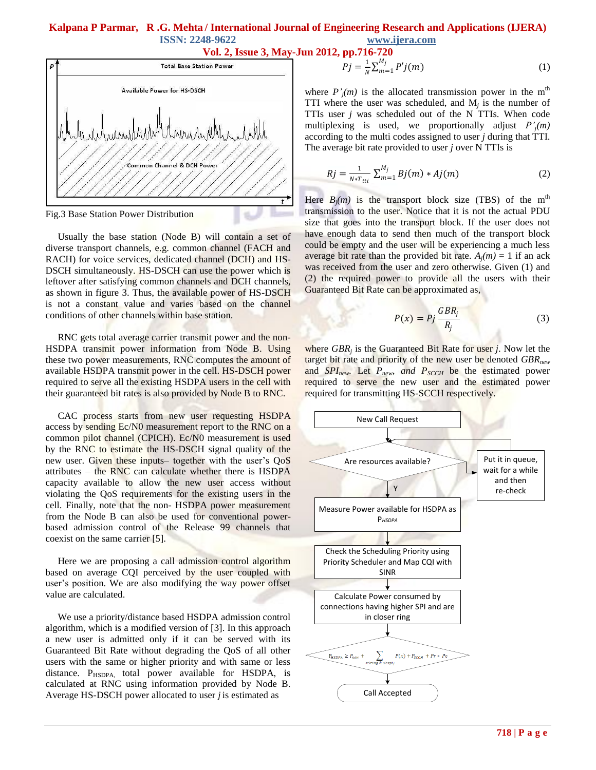Fig.3 Base Station Power Distribution

Usually the base station (Node B) will contain a set of diverse transport channels, e.g. common channel (FACH and RACH) for voice services, dedicated channel (DCH) and HS-DSCH simultaneously. HS-DSCH can use the power which is leftover after satisfying common channels and DCH channels, as shown in figure 3. Thus, the available power of HS-DSCH is not a constant value and varies based on the channel conditions of other channels within base station.

RNC gets total average carrier transmit power and the non-HSDPA transmit power information from Node B. Using these two power measurements, RNC computes the amount of available HSDPA transmit power in the cell. HS-DSCH power required to serve all the existing HSDPA users in the cell with their guaranteed bit rates is also provided by Node B to RNC.

CAC process starts from new user requesting HSDPA access by sending Ec/N0 measurement report to the RNC on a common pilot channel (CPICH). Ec/N0 measurement is used by the RNC to estimate the HS-DSCH signal quality of the new user. Given these inputs– together with the user's QoS attributes – the RNC can calculate whether there is HSDPA capacity available to allow the new user access without violating the QoS requirements for the existing users in the cell. Finally, note that the non- HSDPA power measurement from the Node B can also be used for conventional power-based admission control of the Release 99 channels that coexist on the same carrier [5].

Here we are proposing a call admission control algorithm based on average CQI perceived by the user coupled with user's position. We are also modifying the way power offset value are calculated.

We use a priority/distance based HSDPA admission control algorithm, which is a modified version of [3]. In this approach a new user is admitted only if it can be served with its Guaranteed Bit Rate without degrading the QoS of all other users with the same or higher priority and with same or less distance. $P_{HSDPA}$, total power available for HSDPA, is calculated at RNC using information provided by Node B. Average HS-DSCH power allocated to user *j* is estimated as

$$Pj = \frac{1}{N}\sum_{m=1}^{M_j} P'j(m) \tag{1}$$

where $P'_j(m)$ is the allocated transmission power in the m[th] TTI where the user was scheduled, and $M_j$ is the number of TTIs user *j* was scheduled out of the N TTIs. When code multiplexing is used, we proportionally adjust $P'_j(m)$ according to the multi codes assigned to user *j* during that TTI. The average bit rate provided to user *j* over N TTIs is

$$Rj = \frac{1}{N*T_{tti}}\sum_{m=1}^{M_j} Bj(m) * Aj(m) \tag{2}$$

Here $B_j(m)$ is the transport block size (TBS) of the m[th] transmission to the user. Notice that it is not the actual PDU size that goes into the transport block. If the user does not have enough data to send then much of the transport block could be empty and the user will be experiencing a much less average bit rate than the provided bit rate. $A_j(m) = 1$ if an ack was received from the user and zero otherwise. Given (1) and (2) the required power to provide all the users with their Guaranteed Bit Rate can be approximated as,

$$P(x) = Pj\,\frac{GBR_j}{R_j} \tag{3}$$

where $GBR_j$ is the Guaranteed Bit Rate for user *j*. Now let the target bit rate and priority of the new user be denoted $GBR_{new}$ and $SPI_{new}$. Let $P_{new}$, and $P_{SCCH}$ be the estimated power required to serve the new user and the estimated power required for transmitting HS-SCCH respectively.

New Call Request → Are resources available? (if not: Put it in queue, wait for a while and then re-check) → Y → Measure Power available for HSDPA as $P_{HSDPA}$ → Check the Scheduling Priority using Priority Scheduler and Map CQI with SINR → Calculate Power consumed by connections having higher SPI and are in closer ring → $P_{HSDPA} \geq P_{new} + \sum_{x \epsilon ring\ \&\ x \epsilon spi_j} P(x) + P_{SCCH} + Pr + Pc$ → Call Accepted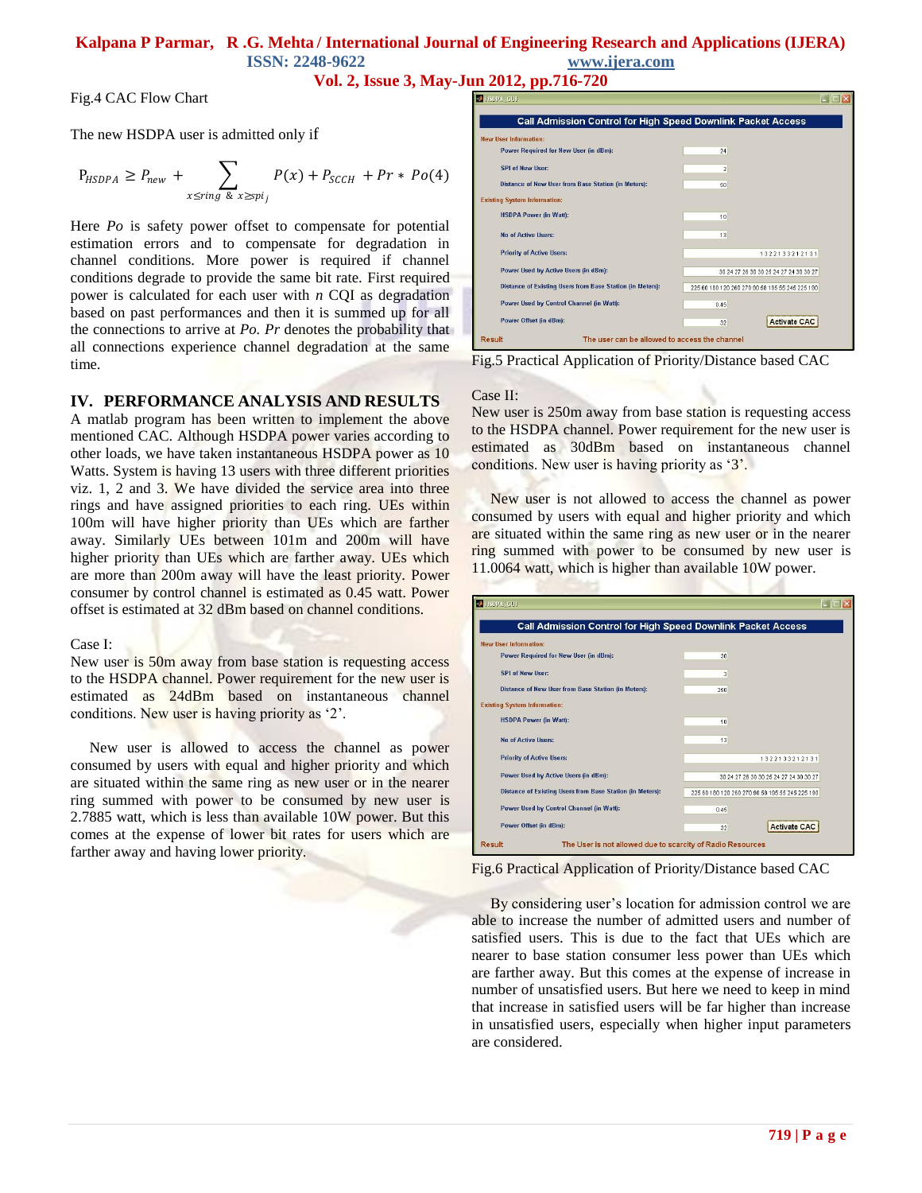Fig.4 CAC Flow Chart

The new HSDPA user is admitted only if

$$P_{HSDPA} \geq P_{new} + \sum_{x \leq ring \ \& \ x \geq pi_j} P(x) + P_{SCCH} + Pr * Po \quad (4)$$

Here *Po* is safety power offset to compensate for potential estimation errors and to compensate for degradation in channel conditions. More power is required if channel conditions degrade to provide the same bit rate. First required power is calculated for each user with *n* CQI as degradation based on past performances and then it is summed up for all the connections to arrive at *Po*. *Pr* denotes the probability that all connections experience channel degradation at the same time.

## IV. PERFORMANCE ANALYSIS AND RESULTS

A matlab program has been written to implement the above mentioned CAC. Although HSDPA power varies according to other loads, we have taken instantaneous HSDPA power as 10 Watts. System is having 13 users with three different priorities viz. 1, 2 and 3. We have divided the service area into three rings and have assigned priorities to each ring. UEs within 100m will have higher priority than UEs which are farther away. Similarly UEs between 101m and 200m will have higher priority than UEs which are farther away. UEs which are more than 200m away will have the least priority. Power consumer by control channel is estimated as 0.45 watt. Power offset is estimated at 32 dBm based on channel conditions.

Case I:

New user is 50m away from base station is requesting access to the HSDPA channel. Power requirement for the new user is estimated as 24dBm based on instantaneous channel conditions. New user is having priority as '2'.

New user is allowed to access the channel as power consumed by users with equal and higher priority and which are situated within the same ring as new user or in the nearer ring summed with power to be consumed by new user is 2.7885 watt, which is less than available 10W power. But this comes at the expense of lower bit rates for users which are farther away and having lower priority.

Fig.5 Practical Application of Priority/Distance based CAC

Case II:

New user is 250m away from base station is requesting access to the HSDPA channel. Power requirement for the new user is estimated as 30dBm based on instantaneous channel conditions. New user is having priority as '3'.

New user is not allowed to access the channel as power consumed by users with equal and higher priority and which are situated within the same ring as new user or in the nearer ring summed with power to be consumed by new user is 11.0064 watt, which is higher than available 10W power.

Fig.6 Practical Application of Priority/Distance based CAC

By considering user's location for admission control we are able to increase the number of admitted users and number of satisfied users. This is due to the fact that UEs which are nearer to base station consumer less power than UEs which are farther away. But this comes at the expense of increase in number of unsatisfied users. But here we need to keep in mind that increase in satisfied users will be far higher than increase in unsatisfied users, especially when higher input parameters are considered.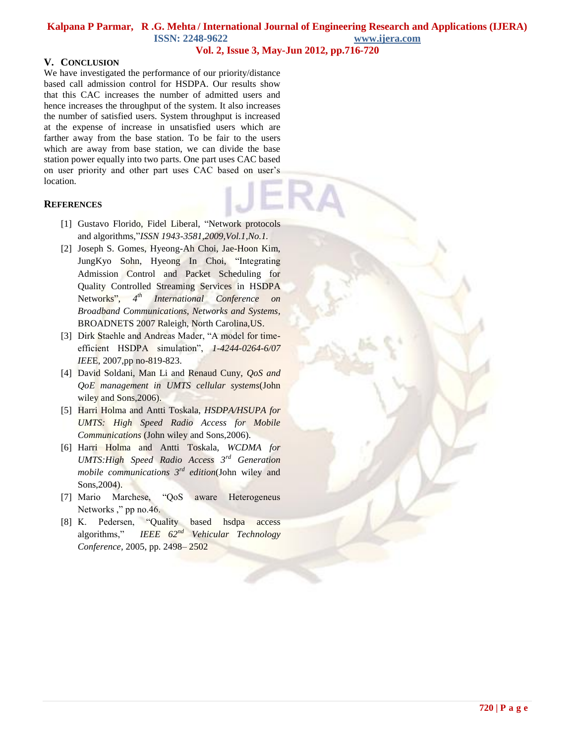## V. Conclusion

We have investigated the performance of our priority/distance based call admission control for HSDPA. Our results show that this CAC increases the number of admitted users and hence increases the throughput of the system. It also increases the number of satisfied users. System throughput is increased at the expense of increase in unsatisfied users which are farther away from the base station. To be fair to the users which are away from base station, we can divide the base station power equally into two parts. One part uses CAC based on user priority and other part uses CAC based on user's location.

## References

[1] Gustavo Florido, Fidel Liberal, "Network protocols and algorithms,"*ISSN 1943-3581,2009,Vol.1,No.1.*

[2] Joseph S. Gomes, Hyeong-Ah Choi, Jae-Hoon Kim, JungKyo Sohn, Hyeong In Choi, "Integrating Admission Control and Packet Scheduling for Quality Controlled Streaming Services in HSDPA Networks", *4th International Conference on Broadband Communications, Networks and Systems*, BROADNETS 2007 Raleigh, North Carolina,US.

[3] Dirk Staehle and Andreas Mader, "A model for time-efficient HSDPA simulation", *1-4244-0264-6/07 IEE*E, 2007,pp no-819-823.

[4] David Soldani, Man Li and Renaud Cuny, *QoS and QoE management in UMTS cellular systems*(John wiley and Sons,2006).

[5] Harri Holma and Antti Toskala, *HSDPA/HSUPA for UMTS: High Speed Radio Access for Mobile Communications* (John wiley and Sons,2006).

[6] Harri Holma and Antti Toskala, *WCDMA for UMTS:High Speed Radio Access 3rd Generation mobile communications 3rd edition*(John wiley and Sons,2004).

[7] Mario Marchese, "QoS aware Heterogeneus Networks ," pp no.46.

[8] K. Pedersen, "Quality based hsdpa access algorithms," *IEEE 62nd Vehicular Technology Conference*, 2005, pp. 2498– 2502